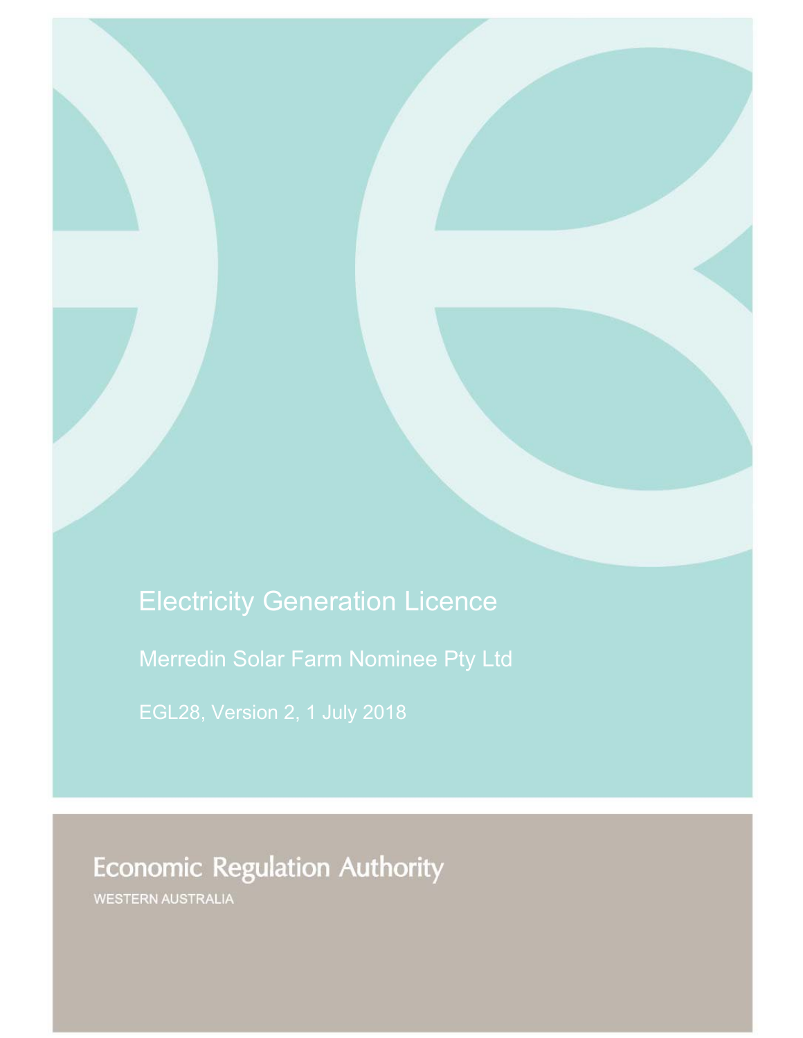# Electricity Generation Licence

## Merredin Solar Farm Nominee Pty Ltd

EGL28, Version 2, 1 July 2018

Economic Regulation Authority

WESTERN AUSTRALIA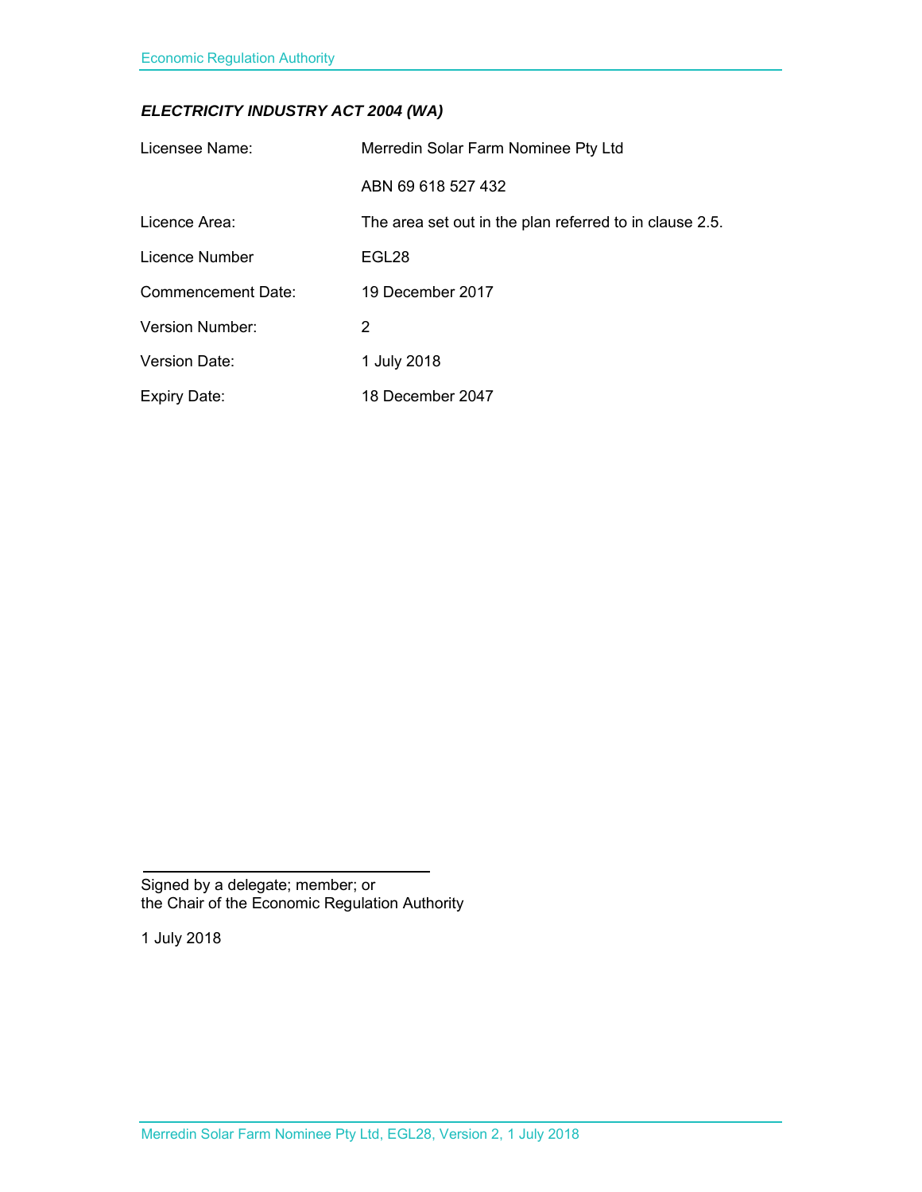***ELECTRICITY INDUSTRY ACT 2004 (WA)***

| | |
|---|---|
| Licensee Name: | Merredin Solar Farm Nominee Pty Ltd |
| | ABN 69 618 527 432 |
| Licence Area: | The area set out in the plan referred to in clause 2.5. |
| Licence Number | EGL28 |
| Commencement Date: | 19 December 2017 |
| Version Number: | 2 |
| Version Date: | 1 July 2018 |
| Expiry Date: | 18 December 2047 |

Signed by a delegate; member; or
the Chair of the Economic Regulation Authority

1 July 2018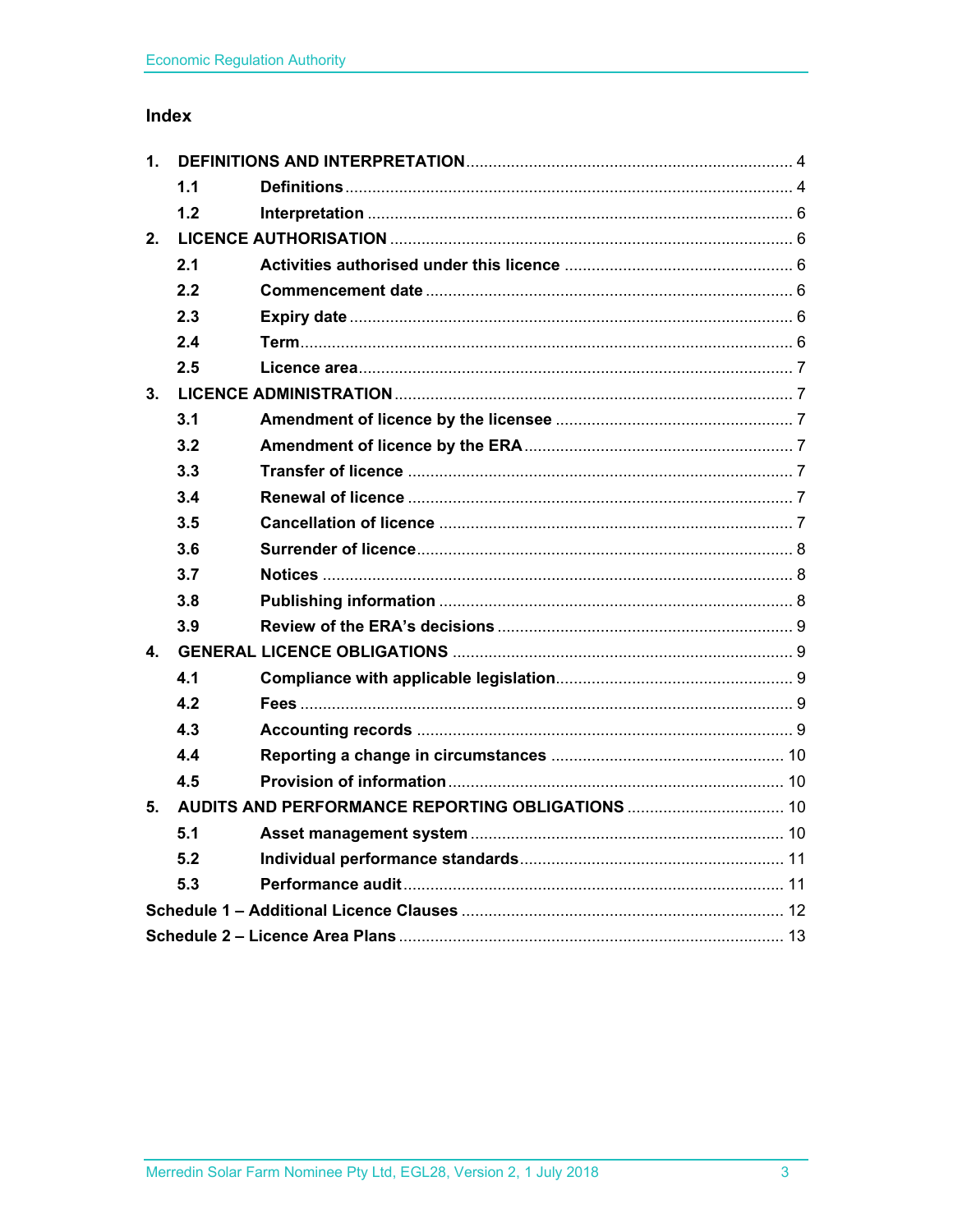## Index

| | | |
|---|---|---|
| **1.** | **DEFINITIONS AND INTERPRETATION** | 4 |
| **1.1** | **Definitions** | 4 |
| **1.2** | **Interpretation** | 6 |
| **2.** | **LICENCE AUTHORISATION** | 6 |
| **2.1** | **Activities authorised under this licence** | 6 |
| **2.2** | **Commencement date** | 6 |
| **2.3** | **Expiry date** | 6 |
| **2.4** | **Term** | 6 |
| **2.5** | **Licence area** | 7 |
| **3.** | **LICENCE ADMINISTRATION** | 7 |
| **3.1** | **Amendment of licence by the licensee** | 7 |
| **3.2** | **Amendment of licence by the ERA** | 7 |
| **3.3** | **Transfer of licence** | 7 |
| **3.4** | **Renewal of licence** | 7 |
| **3.5** | **Cancellation of licence** | 7 |
| **3.6** | **Surrender of licence** | 8 |
| **3.7** | **Notices** | 8 |
| **3.8** | **Publishing information** | 8 |
| **3.9** | **Review of the ERA's decisions** | 9 |
| **4.** | **GENERAL LICENCE OBLIGATIONS** | 9 |
| **4.1** | **Compliance with applicable legislation** | 9 |
| **4.2** | **Fees** | 9 |
| **4.3** | **Accounting records** | 9 |
| **4.4** | **Reporting a change in circumstances** | 10 |
| **4.5** | **Provision of information** | 10 |
| **5.** | **AUDITS AND PERFORMANCE REPORTING OBLIGATIONS** | 10 |
| **5.1** | **Asset management system** | 10 |
| **5.2** | **Individual performance standards** | 11 |
| **5.3** | **Performance audit** | 11 |
| **Schedule 1 – Additional Licence Clauses** | | 12 |
| **Schedule 2 – Licence Area Plans** | | 13 |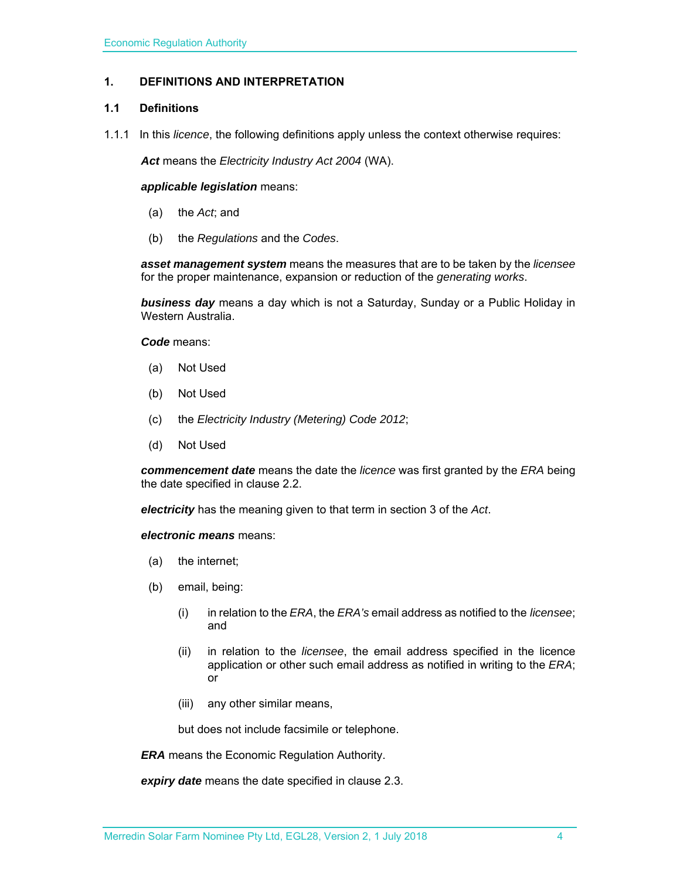# 1. DEFINITIONS AND INTERPRETATION

## 1.1 Definitions

1.1.1 In this *licence*, the following definitions apply unless the context otherwise requires:

***Act*** means the *Electricity Industry Act 2004* (WA).

***applicable legislation*** means:

(a) the *Act*; and

(b) the *Regulations* and the *Codes*.

***asset management system*** means the measures that are to be taken by the *licensee* for the proper maintenance, expansion or reduction of the *generating works*.

***business day*** means a day which is not a Saturday, Sunday or a Public Holiday in Western Australia.

***Code*** means:

(a) Not Used

(b) Not Used

(c) the *Electricity Industry (Metering) Code 2012*;

(d) Not Used

***commencement date*** means the date the *licence* was first granted by the *ERA* being the date specified in clause 2.2.

***electricity*** has the meaning given to that term in section 3 of the *Act*.

***electronic means*** means:

(a) the internet;

(b) email, being:

(i) in relation to the *ERA*, the *ERA's* email address as notified to the *licensee*; and

(ii) in relation to the *licensee*, the email address specified in the licence application or other such email address as notified in writing to the *ERA*; or

(iii) any other similar means,

but does not include facsimile or telephone.

***ERA*** means the Economic Regulation Authority.

***expiry date*** means the date specified in clause 2.3.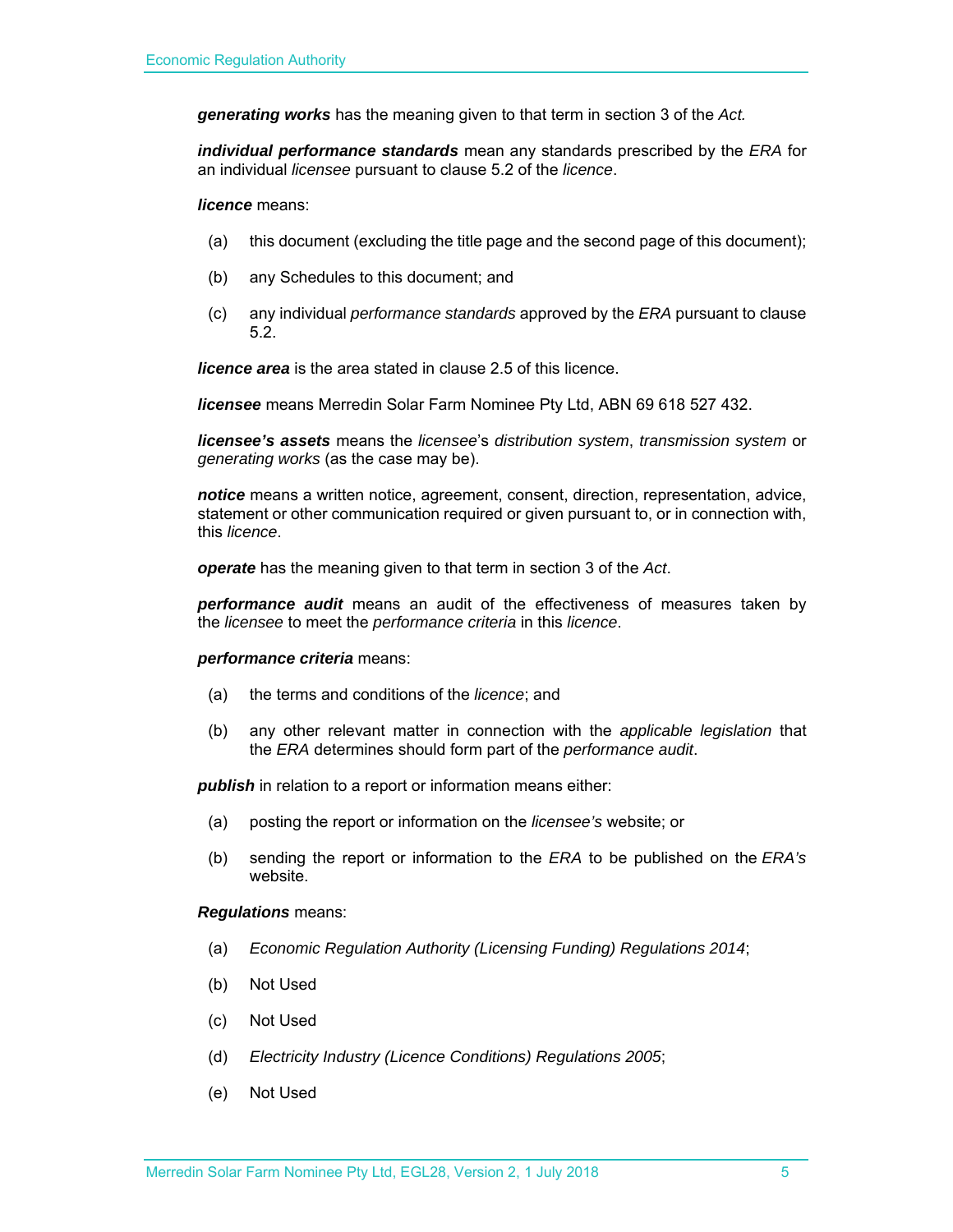***generating works*** has the meaning given to that term in section 3 of the *Act.*

***individual performance standards*** mean any standards prescribed by the *ERA* for an individual *licensee* pursuant to clause 5.2 of the *licence*.

***licence*** means:

(a) this document (excluding the title page and the second page of this document);

(b) any Schedules to this document; and

(c) any individual *performance standards* approved by the *ERA* pursuant to clause 5.2.

***licence area*** is the area stated in clause 2.5 of this licence.

***licensee*** means Merredin Solar Farm Nominee Pty Ltd, ABN 69 618 527 432.

***licensee's assets*** means the *licensee*'s *distribution system*, *transmission system* or *generating works* (as the case may be).

***notice*** means a written notice, agreement, consent, direction, representation, advice, statement or other communication required or given pursuant to, or in connection with, this *licence*.

***operate*** has the meaning given to that term in section 3 of the *Act*.

***performance audit*** means an audit of the effectiveness of measures taken by the *licensee* to meet the *performance criteria* in this *licence*.

***performance criteria*** means:

(a) the terms and conditions of the *licence*; and

(b) any other relevant matter in connection with the *applicable legislation* that the *ERA* determines should form part of the *performance audit*.

***publish*** in relation to a report or information means either:

(a) posting the report or information on the *licensee's* website; or

(b) sending the report or information to the *ERA* to be published on the *ERA's* website.

***Regulations*** means:

(a) *Economic Regulation Authority (Licensing Funding) Regulations 2014*;

(b) Not Used

(c) Not Used

(d) *Electricity Industry (Licence Conditions) Regulations 2005*;

(e) Not Used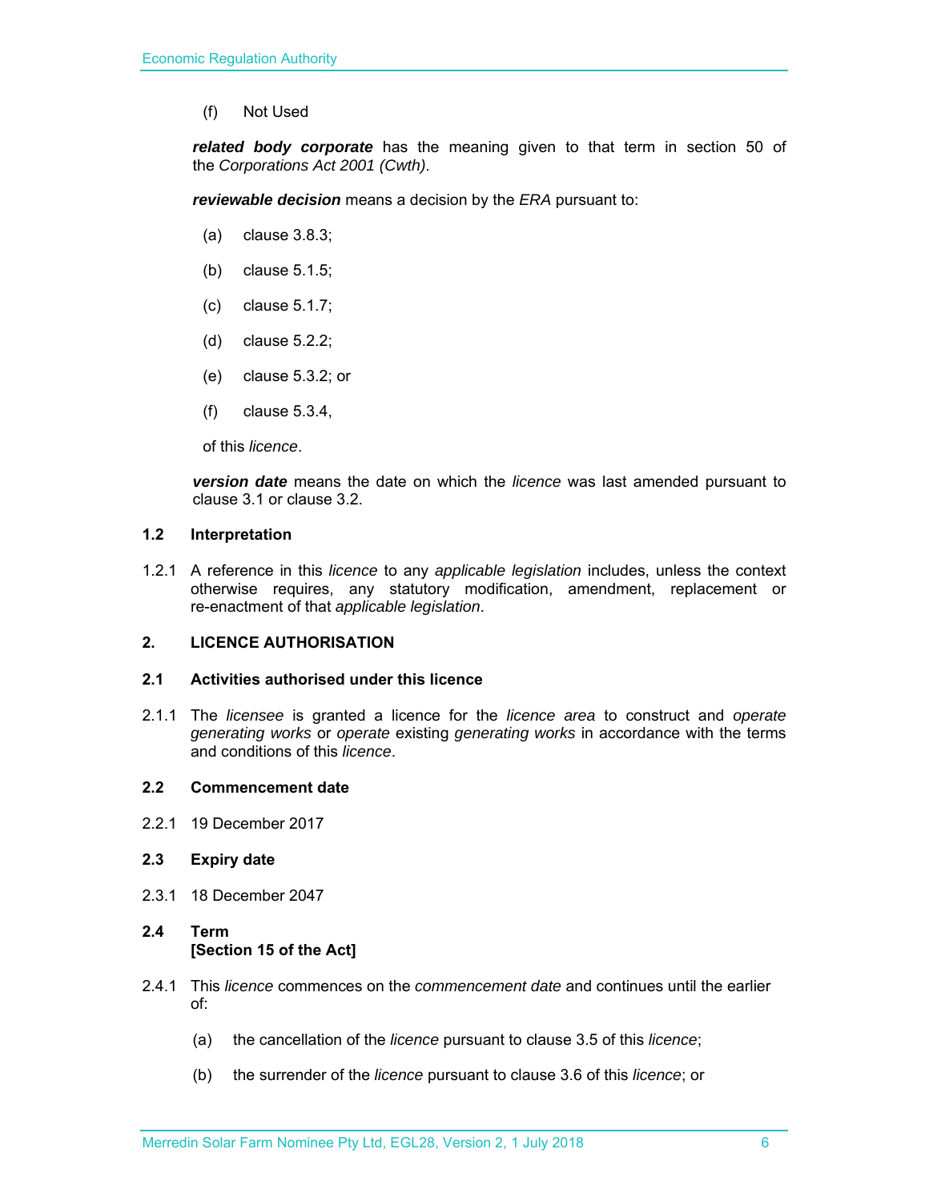(f) Not Used

***related body corporate*** has the meaning given to that term in section 50 of the *Corporations Act 2001 (Cwth)*.

***reviewable decision*** means a decision by the *ERA* pursuant to:

(a) clause 3.8.3;

(b) clause 5.1.5;

(c) clause 5.1.7;

(d) clause 5.2.2;

(e) clause 5.3.2; or

(f) clause 5.3.4,

of this *licence*.

***version date*** means the date on which the *licence* was last amended pursuant to clause 3.1 or clause 3.2.

### 1.2 Interpretation

1.2.1 A reference in this *licence* to any *applicable legislation* includes, unless the context otherwise requires, any statutory modification, amendment, replacement or re-enactment of that *applicable legislation*.

## 2. LICENCE AUTHORISATION

### 2.1 Activities authorised under this licence

2.1.1 The *licensee* is granted a licence for the *licence area* to construct and *operate generating works* or *operate* existing *generating works* in accordance with the terms and conditions of this *licence*.

### 2.2 Commencement date

2.2.1 19 December 2017

### 2.3 Expiry date

2.3.1 18 December 2047

### 2.4 Term
**[Section 15 of the Act]**

2.4.1 This *licence* commences on the *commencement date* and continues until the earlier of:

(a) the cancellation of the *licence* pursuant to clause 3.5 of this *licence*;

(b) the surrender of the *licence* pursuant to clause 3.6 of this *licence*; or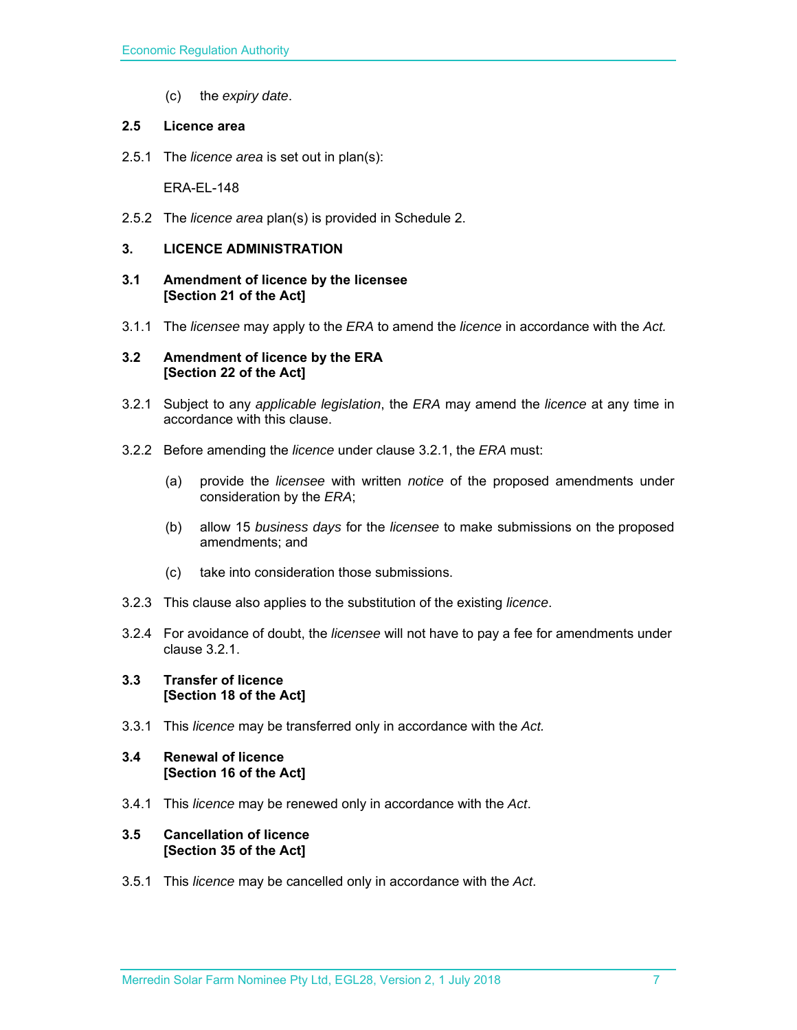(c) the *expiry date*.

**2.5 Licence area**

2.5.1 The *licence area* is set out in plan(s):

ERA-EL-148

2.5.2 The *licence area* plan(s) is provided in Schedule 2.

## 3. LICENCE ADMINISTRATION

**3.1 Amendment of licence by the licensee**
**[Section 21 of the Act]**

3.1.1 The *licensee* may apply to the *ERA* to amend the *licence* in accordance with the *Act.*

**3.2 Amendment of licence by the ERA**
**[Section 22 of the Act]**

3.2.1 Subject to any *applicable legislation*, the *ERA* may amend the *licence* at any time in accordance with this clause.

3.2.2 Before amending the *licence* under clause 3.2.1, the *ERA* must:

(a) provide the *licensee* with written *notice* of the proposed amendments under consideration by the *ERA*;

(b) allow 15 *business days* for the *licensee* to make submissions on the proposed amendments; and

(c) take into consideration those submissions.

3.2.3 This clause also applies to the substitution of the existing *licence*.

3.2.4 For avoidance of doubt, the *licensee* will not have to pay a fee for amendments under clause 3.2.1.

**3.3 Transfer of licence**
**[Section 18 of the Act]**

3.3.1 This *licence* may be transferred only in accordance with the *Act.*

**3.4 Renewal of licence**
**[Section 16 of the Act]**

3.4.1 This *licence* may be renewed only in accordance with the *Act*.

**3.5 Cancellation of licence**
**[Section 35 of the Act]**

3.5.1 This *licence* may be cancelled only in accordance with the *Act*.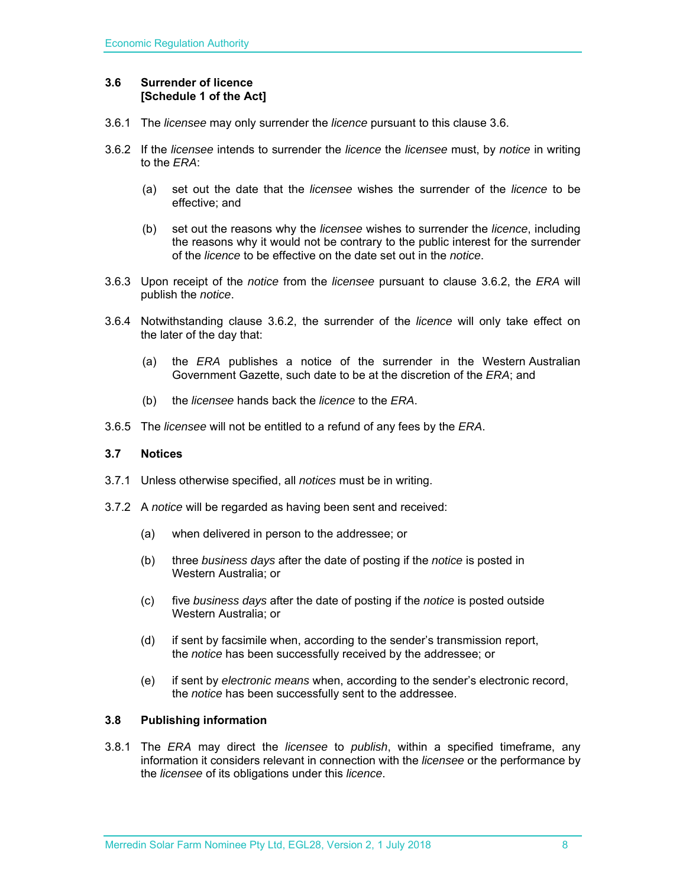### 3.6 Surrender of licence [Schedule 1 of the Act]

3.6.1 The *licensee* may only surrender the *licence* pursuant to this clause 3.6.

3.6.2 If the *licensee* intends to surrender the *licence* the *licensee* must, by *notice* in writing to the *ERA*:

(a) set out the date that the *licensee* wishes the surrender of the *licence* to be effective; and

(b) set out the reasons why the *licensee* wishes to surrender the *licence*, including the reasons why it would not be contrary to the public interest for the surrender of the *licence* to be effective on the date set out in the *notice*.

3.6.3 Upon receipt of the *notice* from the *licensee* pursuant to clause 3.6.2, the *ERA* will publish the *notice*.

3.6.4 Notwithstanding clause 3.6.2, the surrender of the *licence* will only take effect on the later of the day that:

(a) the *ERA* publishes a notice of the surrender in the Western Australian Government Gazette, such date to be at the discretion of the *ERA*; and

(b) the *licensee* hands back the *licence* to the *ERA*.

3.6.5 The *licensee* will not be entitled to a refund of any fees by the *ERA*.

### 3.7 Notices

3.7.1 Unless otherwise specified, all *notices* must be in writing.

3.7.2 A *notice* will be regarded as having been sent and received:

(a) when delivered in person to the addressee; or

(b) three *business days* after the date of posting if the *notice* is posted in Western Australia; or

(c) five *business days* after the date of posting if the *notice* is posted outside Western Australia; or

(d) if sent by facsimile when, according to the sender's transmission report, the *notice* has been successfully received by the addressee; or

(e) if sent by *electronic means* when, according to the sender's electronic record, the *notice* has been successfully sent to the addressee.

### 3.8 Publishing information

3.8.1 The *ERA* may direct the *licensee* to *publish*, within a specified timeframe, any information it considers relevant in connection with the *licensee* or the performance by the *licensee* of its obligations under this *licence*.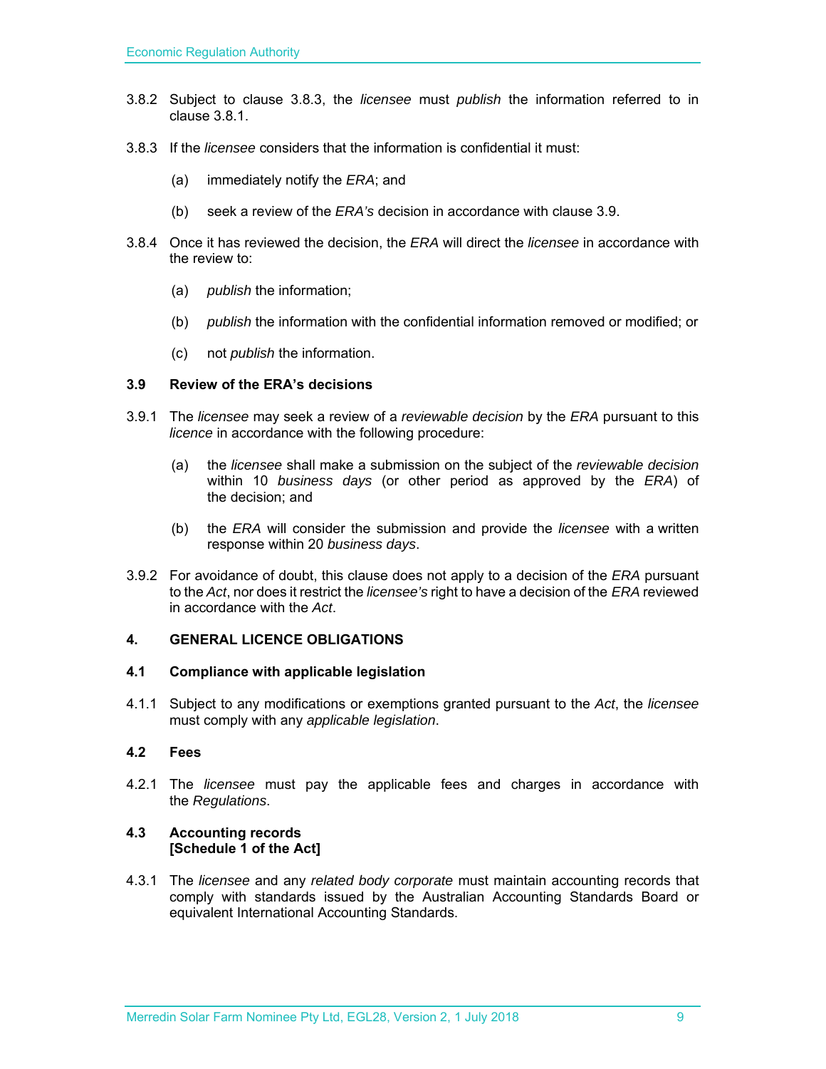3.8.2 Subject to clause 3.8.3, the *licensee* must *publish* the information referred to in clause 3.8.1.

3.8.3 If the *licensee* considers that the information is confidential it must:

(a) immediately notify the *ERA*; and

(b) seek a review of the *ERA's* decision in accordance with clause 3.9.

3.8.4 Once it has reviewed the decision, the *ERA* will direct the *licensee* in accordance with the review to:

(a) *publish* the information;

(b) *publish* the information with the confidential information removed or modified; or

(c) not *publish* the information.

### 3.9 Review of the ERA's decisions

3.9.1 The *licensee* may seek a review of a *reviewable decision* by the *ERA* pursuant to this *licence* in accordance with the following procedure:

(a) the *licensee* shall make a submission on the subject of the *reviewable decision* within 10 *business days* (or other period as approved by the *ERA*) of the decision; and

(b) the *ERA* will consider the submission and provide the *licensee* with a written response within 20 *business days*.

3.9.2 For avoidance of doubt, this clause does not apply to a decision of the *ERA* pursuant to the *Act*, nor does it restrict the *licensee's* right to have a decision of the *ERA* reviewed in accordance with the *Act*.

## 4. GENERAL LICENCE OBLIGATIONS

### 4.1 Compliance with applicable legislation

4.1.1 Subject to any modifications or exemptions granted pursuant to the *Act*, the *licensee* must comply with any *applicable legislation*.

### 4.2 Fees

4.2.1 The *licensee* must pay the applicable fees and charges in accordance with the *Regulations*.

### 4.3 Accounting records [Schedule 1 of the Act]

4.3.1 The *licensee* and any *related body corporate* must maintain accounting records that comply with standards issued by the Australian Accounting Standards Board or equivalent International Accounting Standards.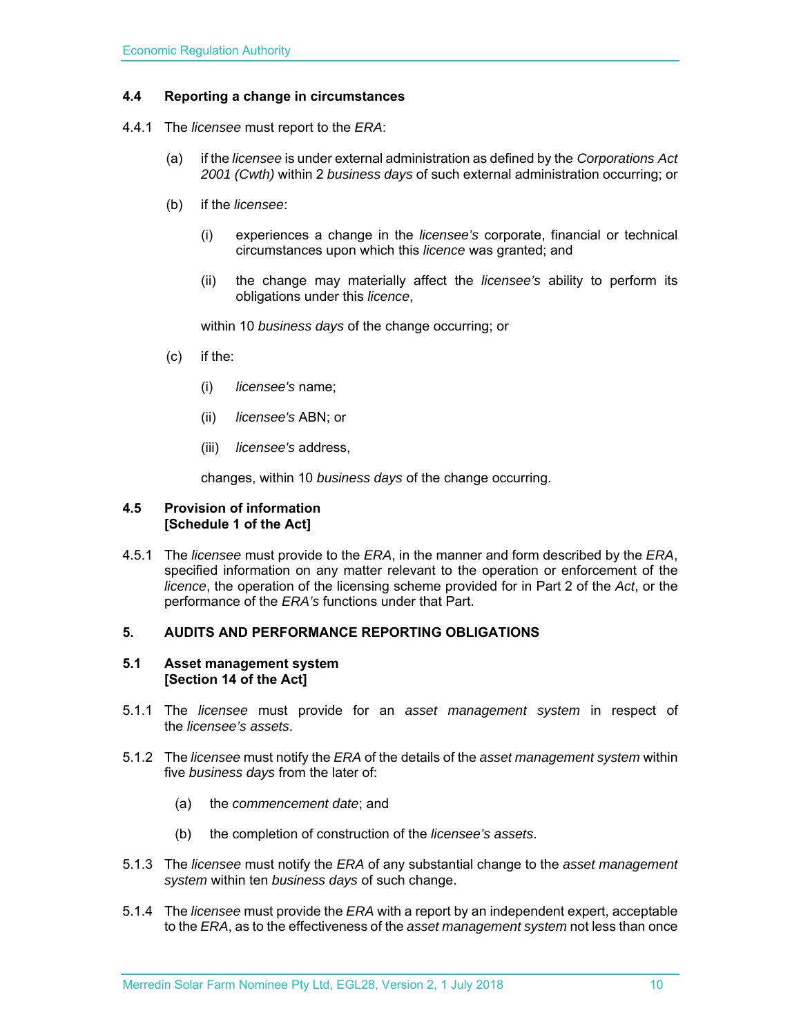### 4.4 Reporting a change in circumstances

4.4.1 The *licensee* must report to the *ERA*:

(a) if the *licensee* is under external administration as defined by the *Corporations Act 2001 (Cwth)* within 2 *business days* of such external administration occurring; or

(b) if the *licensee*:

(i) experiences a change in the *licensee's* corporate, financial or technical circumstances upon which this *licence* was granted; and

(ii) the change may materially affect the *licensee's* ability to perform its obligations under this *licence*,

within 10 *business days* of the change occurring; or

(c) if the:

(i) *licensee's* name;

(ii) *licensee's* ABN; or

(iii) *licensee's* address,

changes, within 10 *business days* of the change occurring.

### 4.5 Provision of information [Schedule 1 of the Act]

4.5.1 The *licensee* must provide to the *ERA*, in the manner and form described by the *ERA*, specified information on any matter relevant to the operation or enforcement of the *licence*, the operation of the licensing scheme provided for in Part 2 of the *Act*, or the performance of the *ERA's* functions under that Part.

## 5. AUDITS AND PERFORMANCE REPORTING OBLIGATIONS

### 5.1 Asset management system [Section 14 of the Act]

5.1.1 The *licensee* must provide for an *asset management system* in respect of the *licensee's assets*.

5.1.2 The *licensee* must notify the *ERA* of the details of the *asset management system* within five *business days* from the later of:

(a) the *commencement date*; and

(b) the completion of construction of the *licensee's assets*.

5.1.3 The *licensee* must notify the *ERA* of any substantial change to the *asset management system* within ten *business days* of such change.

5.1.4 The *licensee* must provide the *ERA* with a report by an independent expert, acceptable to the *ERA*, as to the effectiveness of the *asset management system* not less than once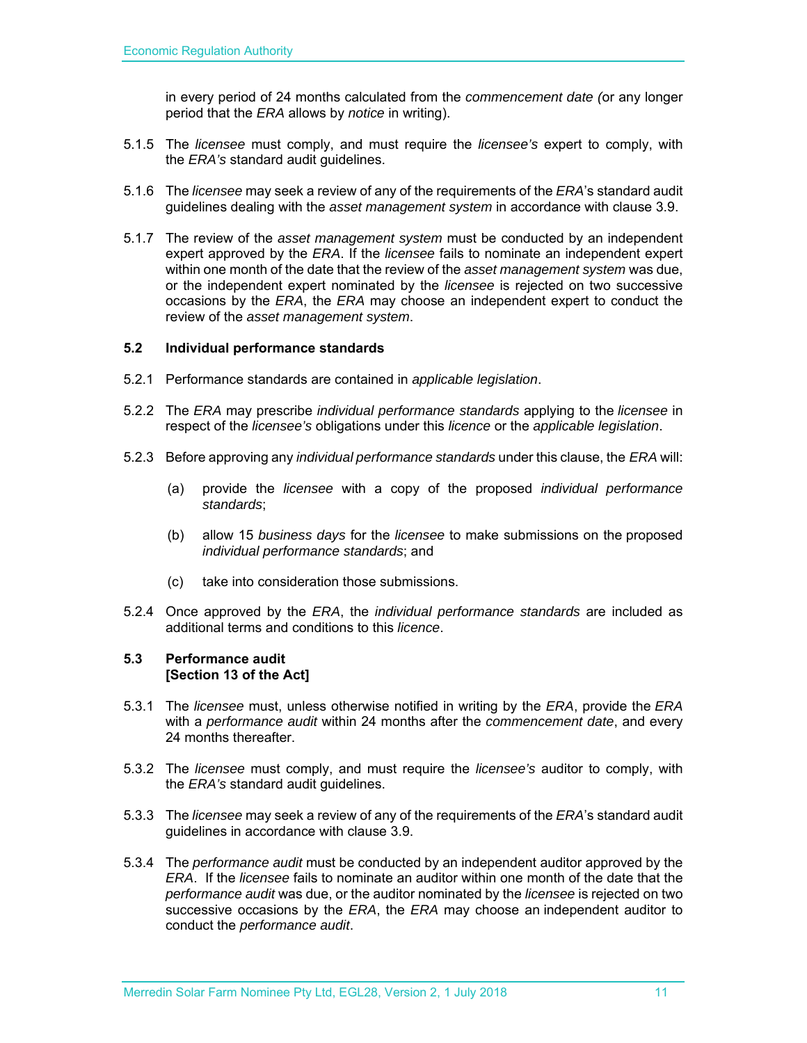in every period of 24 months calculated from the *commencement date (*or any longer period that the *ERA* allows by *notice* in writing).

5.1.5 The *licensee* must comply, and must require the *licensee's* expert to comply, with the *ERA's* standard audit guidelines.

5.1.6 The *licensee* may seek a review of any of the requirements of the *ERA*'s standard audit guidelines dealing with the *asset management system* in accordance with clause 3.9.

5.1.7 The review of the *asset management system* must be conducted by an independent expert approved by the *ERA*. If the *licensee* fails to nominate an independent expert within one month of the date that the review of the *asset management system* was due, or the independent expert nominated by the *licensee* is rejected on two successive occasions by the *ERA*, the *ERA* may choose an independent expert to conduct the review of the *asset management system*.

### 5.2 Individual performance standards

5.2.1 Performance standards are contained in *applicable legislation*.

5.2.2 The *ERA* may prescribe *individual performance standards* applying to the *licensee* in respect of the *licensee's* obligations under this *licence* or the *applicable legislation*.

5.2.3 Before approving any *individual performance standards* under this clause, the *ERA* will:

(a) provide the *licensee* with a copy of the proposed *individual performance standards*;

(b) allow 15 *business days* for the *licensee* to make submissions on the proposed *individual performance standards*; and

(c) take into consideration those submissions.

5.2.4 Once approved by the *ERA*, the *individual performance standards* are included as additional terms and conditions to this *licence*.

### 5.3 Performance audit [Section 13 of the Act]

5.3.1 The *licensee* must, unless otherwise notified in writing by the *ERA*, provide the *ERA* with a *performance audit* within 24 months after the *commencement date*, and every 24 months thereafter.

5.3.2 The *licensee* must comply, and must require the *licensee's* auditor to comply, with the *ERA's* standard audit guidelines.

5.3.3 The *licensee* may seek a review of any of the requirements of the *ERA*'s standard audit guidelines in accordance with clause 3.9.

5.3.4 The *performance audit* must be conducted by an independent auditor approved by the *ERA*. If the *licensee* fails to nominate an auditor within one month of the date that the *performance audit* was due, or the auditor nominated by the *licensee* is rejected on two successive occasions by the *ERA*, the *ERA* may choose an independent auditor to conduct the *performance audit*.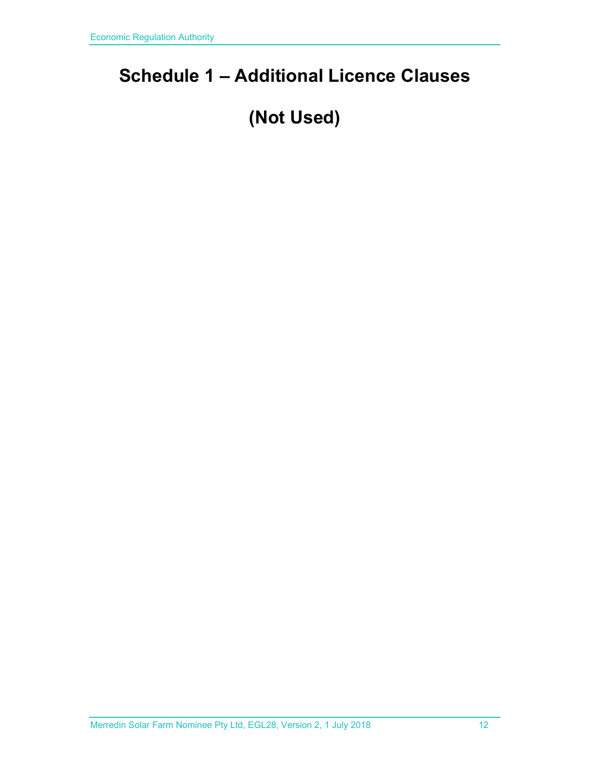# Schedule 1 – Additional Licence Clauses

# (Not Used)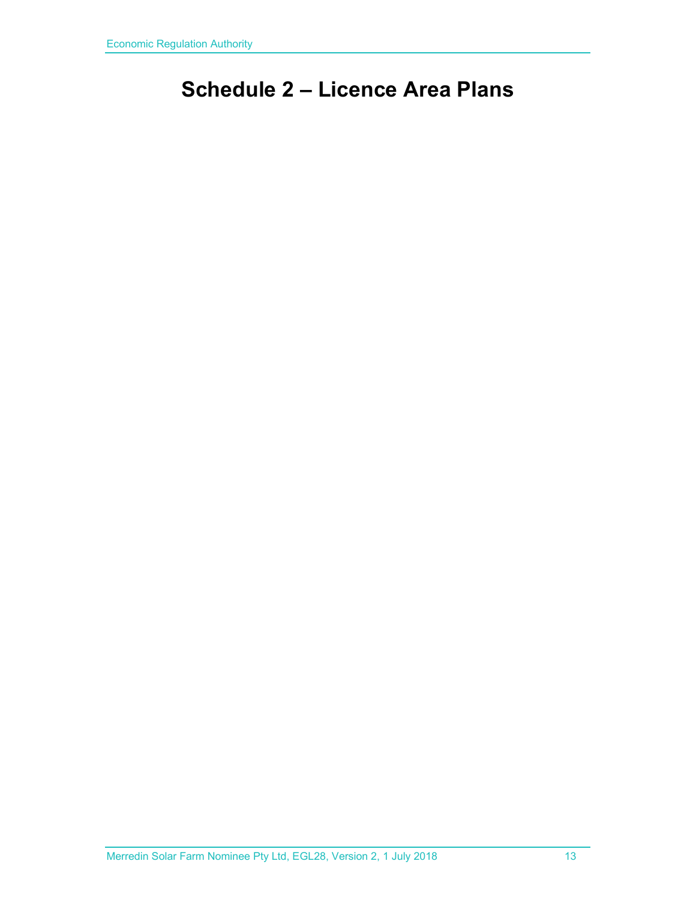# Schedule 2 – Licence Area Plans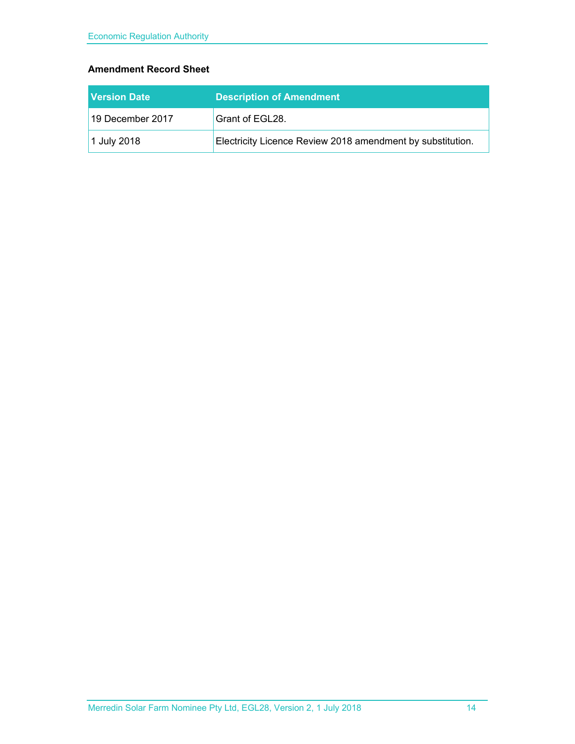**Amendment Record Sheet**

| Version Date | Description of Amendment |
| --- | --- |
| 19 December 2017 | Grant of EGL28. |
| 1 July 2018 | Electricity Licence Review 2018 amendment by substitution. |